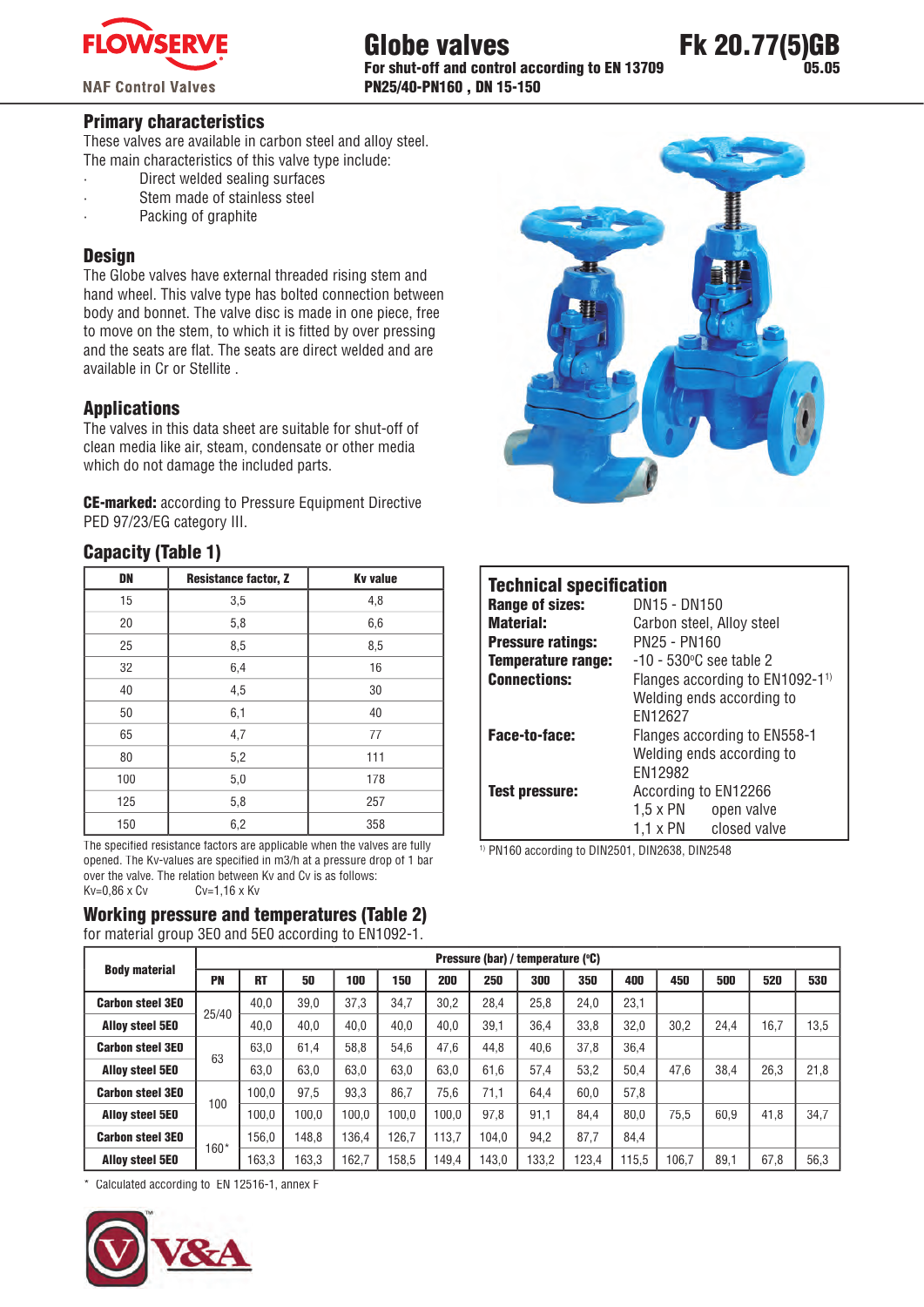FLOWSERVE

NAF Control Valves

# Globe valves

**For shut-off and control according to EN 13709**
**PN25/40-PN160 , DN 15-150**

**Fk 20.77(5)GB**
**05.05**

## Primary characteristics

These valves are available in carbon steel and alloy steel.
The main characteristics of this valve type include:

- Direct welded sealing surfaces
- Stem made of stainless steel
- Packing of graphite

## Design

The Globe valves have external threaded rising stem and hand wheel. This valve type has bolted connection between body and bonnet. The valve disc is made in one piece, free to move on the stem, to which it is fitted by over pressing and the seats are flat. The seats are direct welded and are available in Cr or Stellite .

## Applications

The valves in this data sheet are suitable for shut-off of clean media like air, steam, condensate or other media which do not damage the included parts.

**CE-marked:** according to Pressure Equipment Directive PED 97/23/EG category III.

## Capacity (Table 1)

| DN | Resistance factor, Z | Kv value |
|---|---|---|
| 15 | 3,5 | 4,8 |
| 20 | 5,8 | 6,6 |
| 25 | 8,5 | 8,5 |
| 32 | 6,4 | 16 |
| 40 | 4,5 | 30 |
| 50 | 6,1 | 40 |
| 65 | 4,7 | 77 |
| 80 | 5,2 | 111 |
| 100 | 5,0 | 178 |
| 125 | 5,8 | 257 |
| 150 | 6,2 | 358 |

The specified resistance factors are applicable when the valves are fully opened. The Kv-values are specified in m3/h at a pressure drop of 1 bar over the valve. The relation between Kv and Cv is as follows:
Kv=0,86 x Cv          Cv=1,16 x Kv

## Technical specification

| | |
|---|---|
| **Range of sizes:** | DN15 - DN150 |
| **Material:** | Carbon steel, Alloy steel |
| **Pressure ratings:** | PN25 - PN160 |
| **Temperature range:** | -10 - 530ºC see table 2 |
| **Connections:** | Flanges according to EN1092-1[1)] Welding ends according to EN12627 |
| **Face-to-face:** | Flanges according to EN558-1 Welding ends according to EN12982 |
| **Test pressure:** | According to EN12266 1,5 x PN open valve 1,1 x PN closed valve |

[1)] PN160 according to DIN2501, DIN2638, DIN2548

## Working pressure and temperatures (Table 2)

for material group 3E0 and 5E0 according to EN1092-1.

| Body material | Pressure (bar) / temperature (ºC) | | | | | | | | | | | | | | |
|---|---|---|---|---|---|---|---|---|---|---|---|---|---|---|---|
| | PN | RT | 50 | 100 | 150 | 200 | 250 | 300 | 350 | 400 | 450 | 500 | 520 | 530 |
| Carbon steel 3E0 | 25/40 | 40,0 | 39,0 | 37,3 | 34,7 | 30,2 | 28,4 | 25,8 | 24,0 | 23,1 | | | | |
| Alloy steel 5E0 | | 40,0 | 40,0 | 40,0 | 40,0 | 40,0 | 39,1 | 36,4 | 33,8 | 32,0 | 30,2 | 24,4 | 16,7 | 13,5 |
| Carbon steel 3E0 | 63 | 63,0 | 61,4 | 58,8 | 54,6 | 47,6 | 44,8 | 40,6 | 37,8 | 36,4 | | | | |
| Alloy steel 5E0 | | 63,0 | 63,0 | 63,0 | 63,0 | 63,0 | 61,6 | 57,4 | 53,2 | 50,4 | 47,6 | 38,4 | 26,3 | 21,8 |
| Carbon steel 3E0 | 100 | 100,0 | 97,5 | 93,3 | 86,7 | 75,6 | 71,1 | 64,4 | 60,0 | 57,8 | | | | |
| Alloy steel 5E0 | | 100,0 | 100,0 | 100,0 | 100,0 | 100,0 | 97,8 | 91,1 | 84,4 | 80,0 | 75,5 | 60,9 | 41,8 | 34,7 |
| Carbon steel 3E0 | 160* | 156,0 | 148,8 | 136,4 | 126,7 | 113,7 | 104,0 | 94,2 | 87,7 | 84,4 | | | | |
| Alloy steel 5E0 | | 163,3 | 163,3 | 162,7 | 158,5 | 149,4 | 143,0 | 133,2 | 123,4 | 115,5 | 106,7 | 89,1 | 67,8 | 56,3 |

\* Calculated according to EN 12516-1, annex F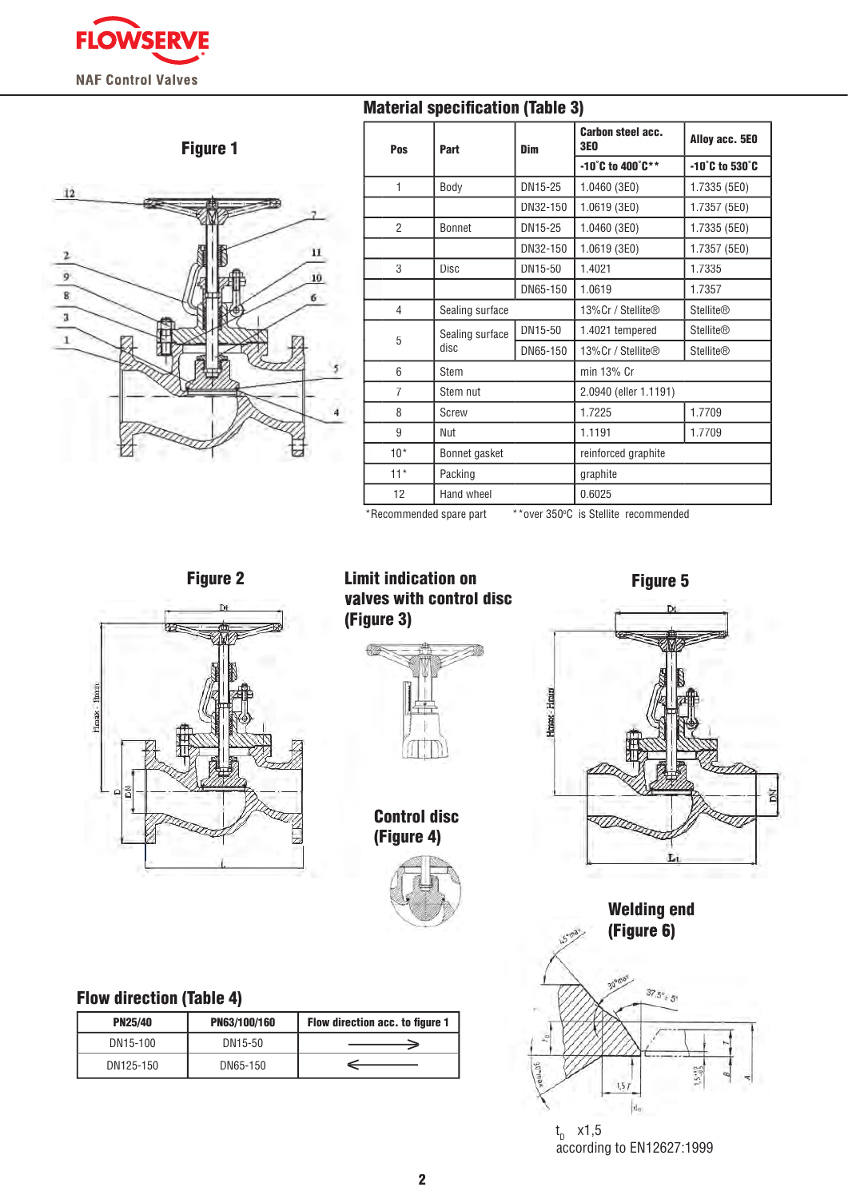## Figure 1

## Material specification (Table 3)

| Pos | Part | Dim | Carbon steel acc. 3E0 | Alloy acc. 5E0 |
|---|---|---|---|---|
| | | | -10˚C to 400˚C** | -10˚C to 530˚C |
| 1 | Body | DN15-25 | 1.0460 (3E0) | 1.7335 (5E0) |
| | | DN32-150 | 1.0619 (3E0) | 1.7357 (5E0) |
| 2 | Bonnet | DN15-25 | 1.0460 (3E0) | 1.7335 (5E0) |
| | | DN32-150 | 1.0619 (3E0) | 1.7357 (5E0) |
| 3 | Disc | DN15-50 | 1.4021 | 1.7335 |
| | | DN65-150 | 1.0619 | 1.7357 |
| 4 | Sealing surface | | 13%Cr / Stellite® | Stellite® |
| 5 | Sealing surface disc | DN15-50 | 1.4021 tempered | Stellite® |
| | | DN65-150 | 13%Cr / Stellite® | Stellite® |
| 6 | Stem | | min 13% Cr | |
| 7 | Stem nut | | 2.0940 (eller 1.1191) | |
| 8 | Screw | | 1.7225 | 1.7709 |
| 9 | Nut | | 1.1191 | 1.7709 |
| 10* | Bonnet gasket | | reinforced graphite | |
| 11* | Packing | | graphite | |
| 12 | Hand wheel | | 0.6025 | |

*Recommended spare part **over 350°C is Stellite recommended

## Figure 2

## Limit indication on valves with control disc (Figure 3)

## Control disc (Figure 4)

## Figure 5

## Welding end (Figure 6)

$t_D$ x1,5
according to EN12627:1999

## Flow direction (Table 4)

| PN25/40 | PN63/100/160 | Flow direction acc. to figure 1 |
|---|---|---|
| DN15-100 | DN15-50 | ⟶ |
| DN125-150 | DN65-150 | ⟵ |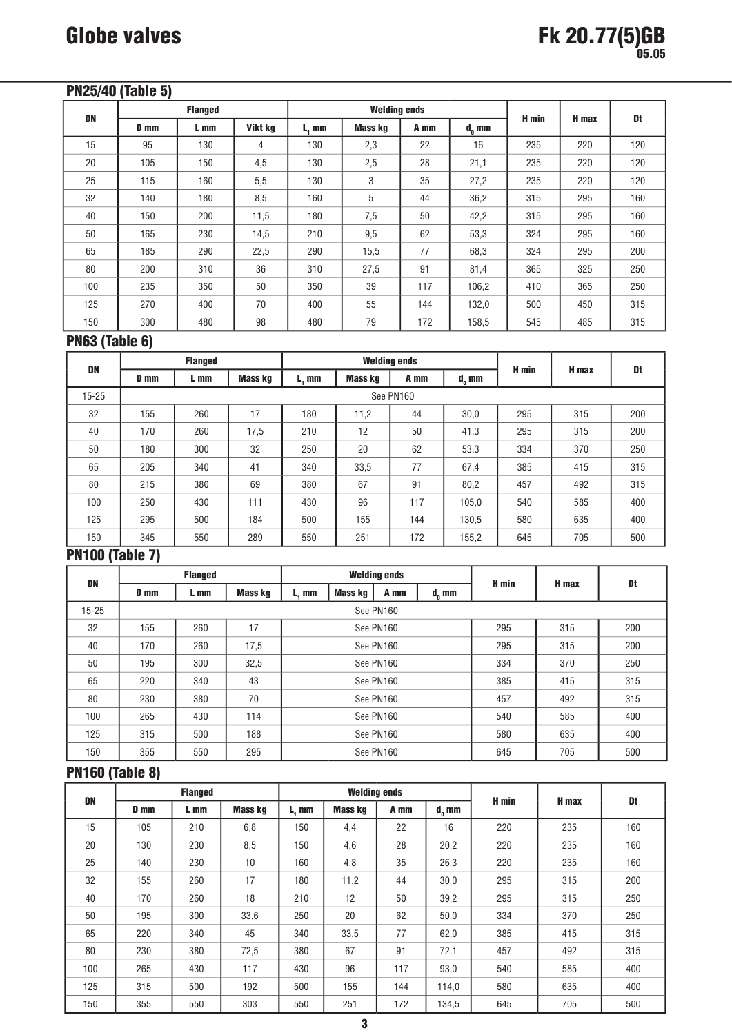# Globe valves

# Fk 20.77(5)GB

05.05

## PN25/40 (Table 5)

| DN | Flanged | | | Welding ends | | | | H min | H max | Dt |
|---|---|---|---|---|---|---|---|---|---|---|
| | D mm | L mm | Vikt kg | $L_1$ mm | Mass kg | A mm | $d_0$ mm | | | |
| 15 | 95 | 130 | 4 | 130 | 2,3 | 22 | 16 | 235 | 220 | 120 |
| 20 | 105 | 150 | 4,5 | 130 | 2,5 | 28 | 21,1 | 235 | 220 | 120 |
| 25 | 115 | 160 | 5,5 | 130 | 3 | 35 | 27,2 | 235 | 220 | 120 |
| 32 | 140 | 180 | 8,5 | 160 | 5 | 44 | 36,2 | 315 | 295 | 160 |
| 40 | 150 | 200 | 11,5 | 180 | 7,5 | 50 | 42,2 | 315 | 295 | 160 |
| 50 | 165 | 230 | 14,5 | 210 | 9,5 | 62 | 53,3 | 324 | 295 | 160 |
| 65 | 185 | 290 | 22,5 | 290 | 15,5 | 77 | 68,3 | 324 | 295 | 200 |
| 80 | 200 | 310 | 36 | 310 | 27,5 | 91 | 81,4 | 365 | 325 | 250 |
| 100 | 235 | 350 | 50 | 350 | 39 | 117 | 106,2 | 410 | 365 | 250 |
| 125 | 270 | 400 | 70 | 400 | 55 | 144 | 132,0 | 500 | 450 | 315 |
| 150 | 300 | 480 | 98 | 480 | 79 | 172 | 158,5 | 545 | 485 | 315 |

## PN63 (Table 6)

| DN | Flanged | | | Welding ends | | | | H min | H max | Dt |
|---|---|---|---|---|---|---|---|---|---|---|
| | D mm | L mm | Mass kg | $L_1$ mm | Mass kg | A mm | $d_0$ mm | | | |
| 15-25 | See PN160 | | | | | | | | | |
| 32 | 155 | 260 | 17 | 180 | 11,2 | 44 | 30,0 | 295 | 315 | 200 |
| 40 | 170 | 260 | 17,5 | 210 | 12 | 50 | 41,3 | 295 | 315 | 200 |
| 50 | 180 | 300 | 32 | 250 | 20 | 62 | 53,3 | 334 | 370 | 250 |
| 65 | 205 | 340 | 41 | 340 | 33,5 | 77 | 67,4 | 385 | 415 | 315 |
| 80 | 215 | 380 | 69 | 380 | 67 | 91 | 80,2 | 457 | 492 | 315 |
| 100 | 250 | 430 | 111 | 430 | 96 | 117 | 105,0 | 540 | 585 | 400 |
| 125 | 295 | 500 | 184 | 500 | 155 | 144 | 130,5 | 580 | 635 | 400 |
| 150 | 345 | 550 | 289 | 550 | 251 | 172 | 155,2 | 645 | 705 | 500 |

## PN100 (Table 7)

| DN | Flanged | | | Welding ends | | | | H min | H max | Dt |
|---|---|---|---|---|---|---|---|---|---|---|
| | D mm | L mm | Mass kg | $L_1$ mm | Mass kg | A mm | $d_0$ mm | | | |
| 15-25 | See PN160 | | | | | | | | | |
| 32 | 155 | 260 | 17 | See PN160 | | | | 295 | 315 | 200 |
| 40 | 170 | 260 | 17,5 | See PN160 | | | | 295 | 315 | 200 |
| 50 | 195 | 300 | 32,5 | See PN160 | | | | 334 | 370 | 250 |
| 65 | 220 | 340 | 43 | See PN160 | | | | 385 | 415 | 315 |
| 80 | 230 | 380 | 70 | See PN160 | | | | 457 | 492 | 315 |
| 100 | 265 | 430 | 114 | See PN160 | | | | 540 | 585 | 400 |
| 125 | 315 | 500 | 188 | See PN160 | | | | 580 | 635 | 400 |
| 150 | 355 | 550 | 295 | See PN160 | | | | 645 | 705 | 500 |

## PN160 (Table 8)

| DN | Flanged | | | Welding ends | | | | H min | H max | Dt |
|---|---|---|---|---|---|---|---|---|---|---|
| | D mm | L mm | Mass kg | $L_1$ mm | Mass kg | A mm | $d_0$ mm | | | |
| 15 | 105 | 210 | 6,8 | 150 | 4,4 | 22 | 16 | 220 | 235 | 160 |
| 20 | 130 | 230 | 8,5 | 150 | 4,6 | 28 | 20,2 | 220 | 235 | 160 |
| 25 | 140 | 230 | 10 | 160 | 4,8 | 35 | 26,3 | 220 | 235 | 160 |
| 32 | 155 | 260 | 17 | 180 | 11,2 | 44 | 30,0 | 295 | 315 | 200 |
| 40 | 170 | 260 | 18 | 210 | 12 | 50 | 39,2 | 295 | 315 | 250 |
| 50 | 195 | 300 | 33,6 | 250 | 20 | 62 | 50,0 | 334 | 370 | 250 |
| 65 | 220 | 340 | 45 | 340 | 33,5 | 77 | 62,0 | 385 | 415 | 315 |
| 80 | 230 | 380 | 72,5 | 380 | 67 | 91 | 72,1 | 457 | 492 | 315 |
| 100 | 265 | 430 | 117 | 430 | 96 | 117 | 93,0 | 540 | 585 | 400 |
| 125 | 315 | 500 | 192 | 500 | 155 | 144 | 114,0 | 580 | 635 | 400 |
| 150 | 355 | 550 | 303 | 550 | 251 | 172 | 134,5 | 645 | 705 | 500 |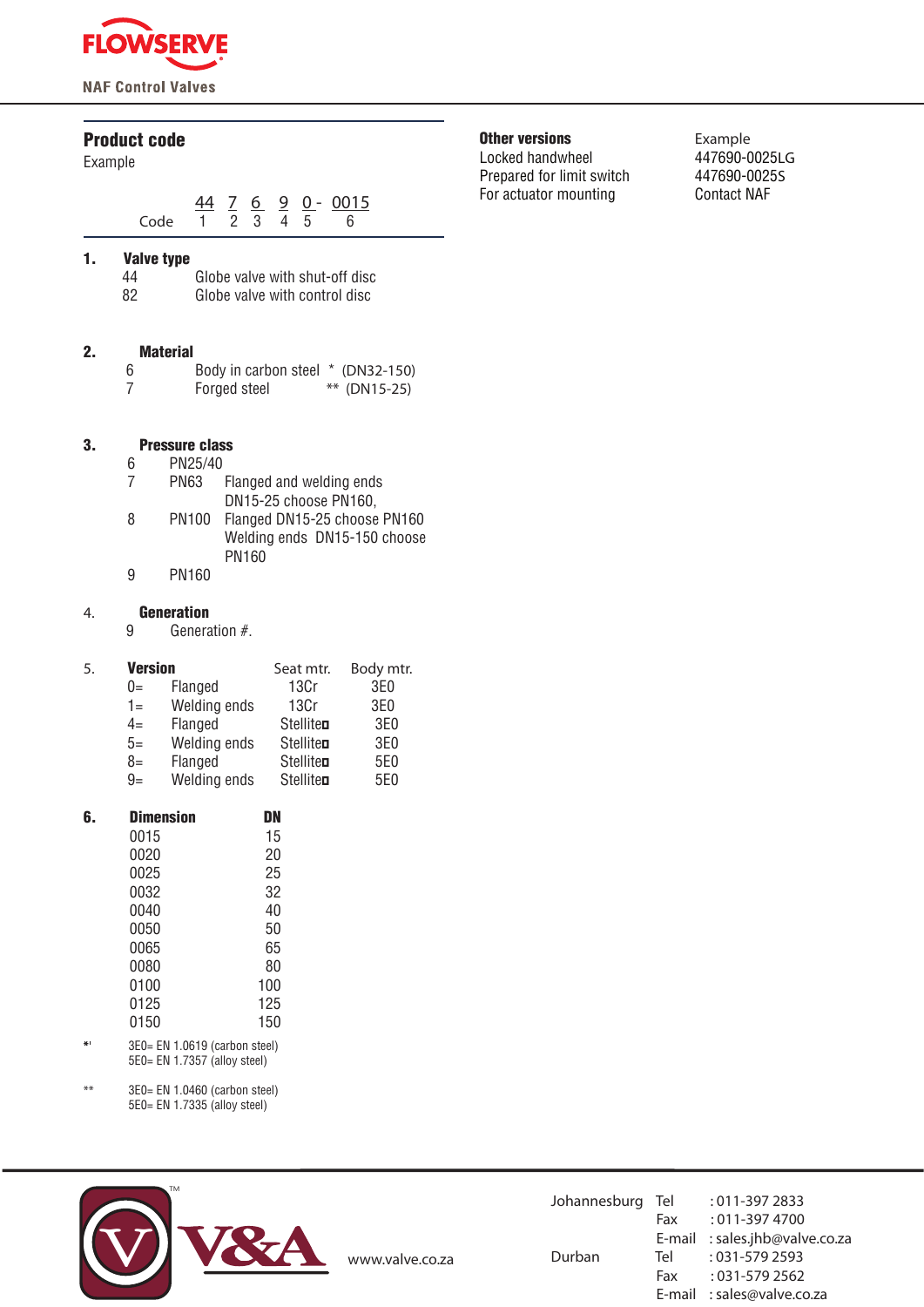FLOWSERVE

NAF Control Valves

## Product code

Example

| | | | | | | |
|---|---|---|---|---|---|---|
| | 44 | 7 | 6 | 9 | 0 - | 0015 |
| Code | 1 | 2 | 3 | 4 | 5 | 6 |

### 1. Valve type

| | |
|---|---|
| 44 | Globe valve with shut-off disc |
| 82 | Globe valve with control disc |

### 2. Material

| | | |
|---|---|---|
| 6 | Body in carbon steel | * (DN32-150) |
| 7 | Forged steel | ** (DN15-25) |

### 3. Pressure class

| | | |
|---|---|---|
| 6 | PN25/40 | |
| 7 | PN63 | Flanged and welding ends DN15-25 choose PN160, |
| 8 | PN100 | Flanged DN15-25 choose PN160 Welding ends DN15-150 choose PN160 |
| 9 | PN160 | |

### 4. Generation

9 Generation #.

### 5. Version

| Version | | Seat mtr. | Body mtr. |
|---|---|---|---|
| 0= | Flanged | 13Cr | 3E0 |
| 1= | Welding ends | 13Cr | 3E0 |
| 4= | Flanged | Stellite¤ | 3E0 |
| 5= | Welding ends | Stellite¤ | 3E0 |
| 8= | Flanged | Stellite¤ | 5E0 |
| 9= | Welding ends | Stellite¤ | 5E0 |

### 6. Dimension

| Dimension | DN |
|---|---|
| 0015 | 15 |
| 0020 | 20 |
| 0025 | 25 |
| 0032 | 32 |
| 0040 | 40 |
| 0050 | 50 |
| 0065 | 65 |
| 0080 | 80 |
| 0100 | 100 |
| 0125 | 125 |
| 0150 | 150 |

*) 3E0= EN 1.0619 (carbon steel)
5E0= EN 1.7357 (alloy steel)

** 3E0= EN 1.0460 (carbon steel)
5E0= EN 1.7335 (alloy steel)

### Other versions

| Other versions | Example |
|---|---|
| Locked handwheel | 447690-0025LG |
| Prepared for limit switch | 447690-0025S |
| For actuator mounting | Contact NAF |

V&A

www.valve.co.za

Johannesburg Tel : 011-397 2833
Fax : 011-397 4700
E-mail : sales.jhb@valve.co.za

Durban Tel : 031-579 2593
Fax : 031-579 2562
E-mail : sales@valve.co.za